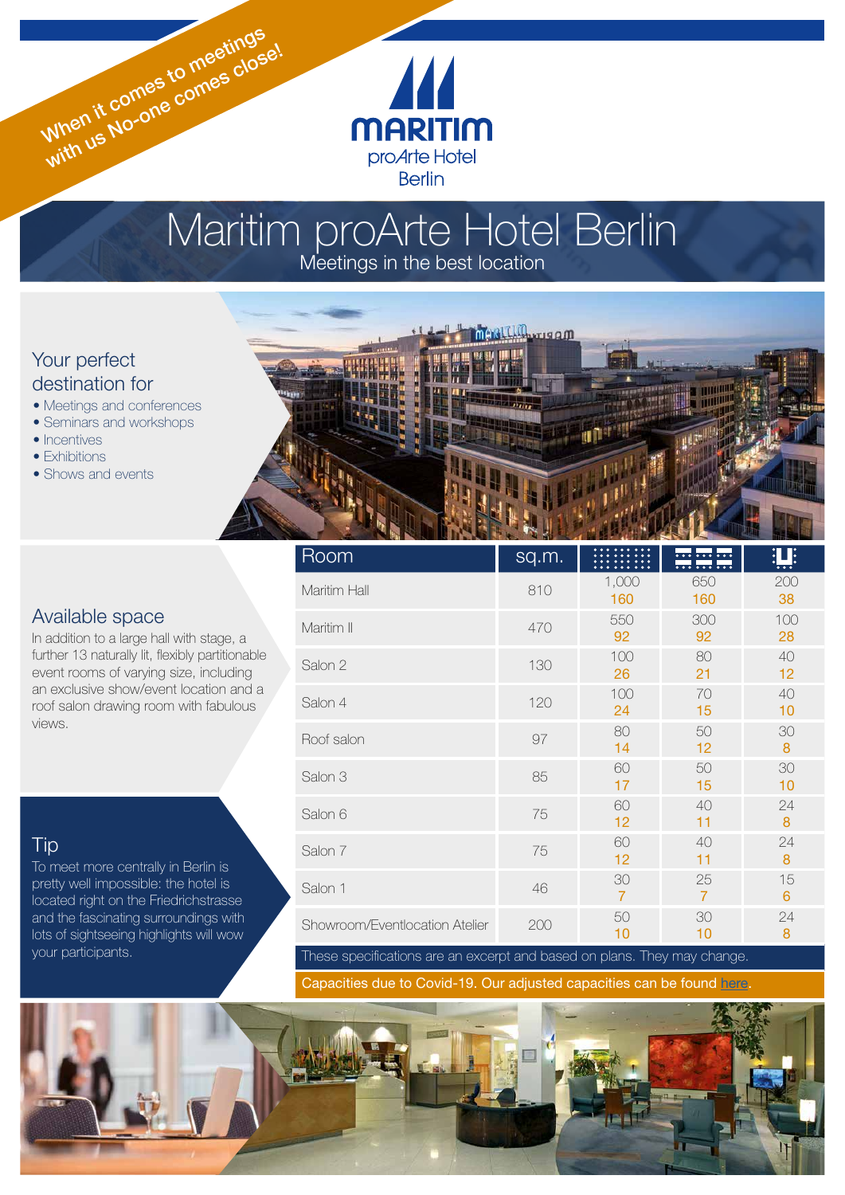When it comes to meetings with us No-one comes close!

MARITIM proArte Hotel Berlin

# Maritim proArte Hotel Berlin

Meetings in the best location

## Your perfect destination for

- Meetings and conferences
- Seminars and workshops
- Incentives
- Exhibitions
- Shows and events

## Available space

In addition to a large hall with stage, a further 13 naturally lit, flexibly partitionable event rooms of varying size, including an exclusive show/event location and a roof salon drawing room with fabulous views.

| Room | sq.m. | | | |
|---|---|---|---|---|
| Maritim Hall | 810 | 1,000<br>160 | 650<br>160 | 200<br>38 |
| Maritim II | 470 | 550<br>92 | 300<br>92 | 100<br>28 |
| Salon 2 | 130 | 100<br>26 | 80<br>21 | 40<br>12 |
| Salon 4 | 120 | 100<br>24 | 70<br>15 | 40<br>10 |
| Roof salon | 97 | 80<br>14 | 50<br>12 | 30<br>8 |
| Salon 3 | 85 | 60<br>17 | 50<br>15 | 30<br>10 |
| Salon 6 | 75 | 60<br>12 | 40<br>11 | 24<br>8 |
| Salon 7 | 75 | 60<br>12 | 40<br>11 | 24<br>8 |
| Salon 1 | 46 | 30<br>7 | 25<br>7 | 15<br>6 |
| Showroom/Eventlocation Atelier | 200 | 50<br>10 | 30<br>10 | 24<br>8 |

These specifications are an excerpt and based on plans. They may change.

Capacities due to Covid-19. Our adjusted capacities can be found here.

## Tip

To meet more centrally in Berlin is pretty well impossible: the hotel is located right on the Friedrichstrasse and the fascinating surroundings with lots of sightseeing highlights will wow your participants.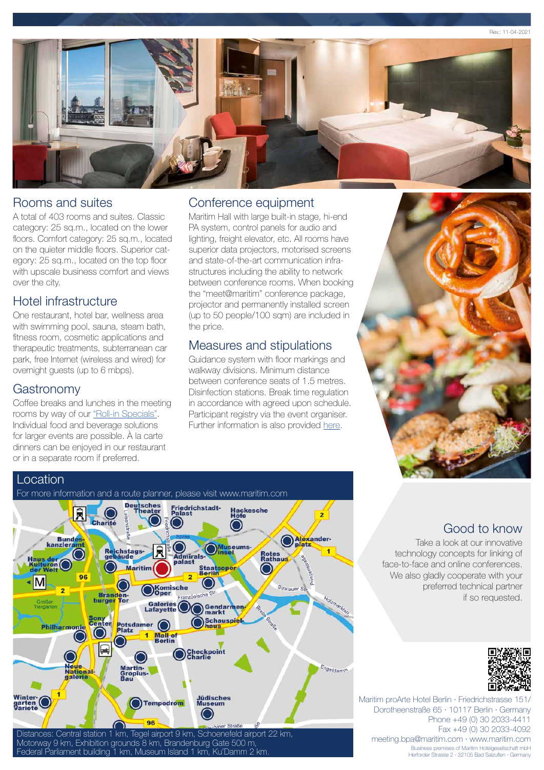Rev.: 11-04-2021

## Rooms and suites

A total of 403 rooms and suites. Classic category: 25 sq.m., located on the lower floors. Comfort category: 25 sq.m., located on the quieter middle floors. Superior category: 25 sq.m., located on the top floor with upscale business comfort and views over the city.

## Hotel infrastructure

One restaurant, hotel bar, wellness area with swimming pool, sauna, steam bath, fitness room, cosmetic applications and therapeutic treatments, subterranean car park, free Internet (wireless and wired) for overnight guests (up to 6 mbps).

## Gastronomy

Coffee breaks and lunches in the meeting rooms by way of our "Roll-in Specials". Individual food and beverage solutions for larger events are possible. À la carte dinners can be enjoyed in our restaurant or in a separate room if preferred.

## Conference equipment

Maritim Hall with large built-in stage, hi-end PA system, control panels for audio and lighting, freight elevator, etc. All rooms have superior data projectors, motorised screens and state-of-the-art communication infrastructures including the ability to network between conference rooms. When booking the "meet@maritim" conference package, projector and permanently installed screen (up to 50 people/100 sqm) are included in the price.

## Measures and stipulations

Guidance system with floor markings and walkway divisions. Minimum distance between conference seats of 1.5 metres. Disinfection stations. Break time regulation in accordance with agreed upon schedule. Participant registry via the event organiser. Further information is also provided here.

## Location

For more information and a route planner, please visit www.maritim.com

Distances: Central station 1 km, Tegel airport 9 km, Schoenefeld airport 22 km, Motorway 9 km, Exhibition grounds 8 km, Brandenburg Gate 500 m, Federal Parliament building 1 km, Museum Island 1 km, Ku'Damm 2 km.

## Good to know

Take a look at our innovative technology concepts for linking of face-to-face and online conferences. We also gladly cooperate with your preferred technical partner if so requested.

Maritim proArte Hotel Berlin · Friedrichstrasse 151/ Dorotheenstraße 65 · 10117 Berlin · Germany
Phone +49 (0) 30 2033-4411
Fax +49 (0) 30 2033-4092
meeting.bpa@maritim.com · www.maritim.com
Business premises of Maritim Hotelgesellschaft mbH
Herforder Strasse 2 · 32105 Bad Salzuflen · Germany